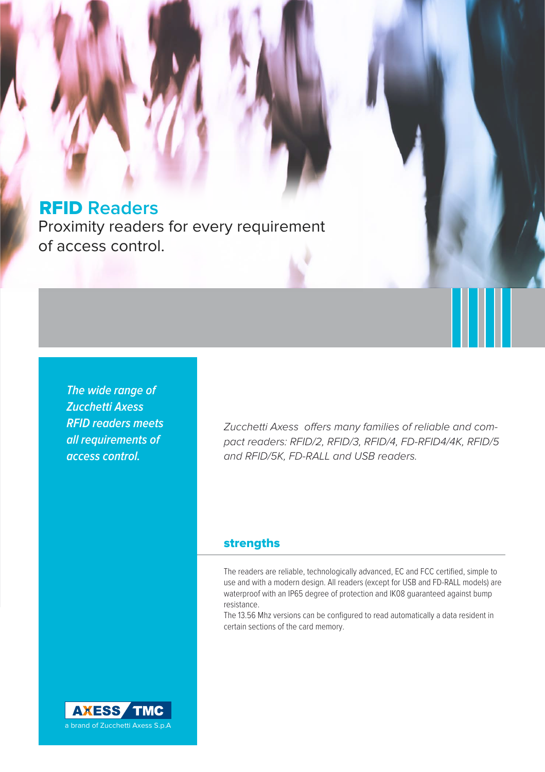# RFID Readers

Proximity readers for every requirement of access control.

*The wide range of Zucchetti Axess RFID readers meets all requirements of access control.*

*Zucchetti Axess offers many families of reliable and compact readers: RFID/2, RFID/3, RFID/4, FD-RFID4/4K, RFID/5 and RFID/5K, FD-RALL and USB readers.*

## strengths

The readers are reliable, technologically advanced, EC and FCC certified, simple to use and with a modern design. All readers (except for USB and FD-RALL models) are waterproof with an IP65 degree of protection and IK08 guaranteed against bump resistance.

The 13.56 Mhz versions can be configured to read automatically a data resident in certain sections of the card memory.

AXESS TMC
a brand of Zucchetti Axess S.p.A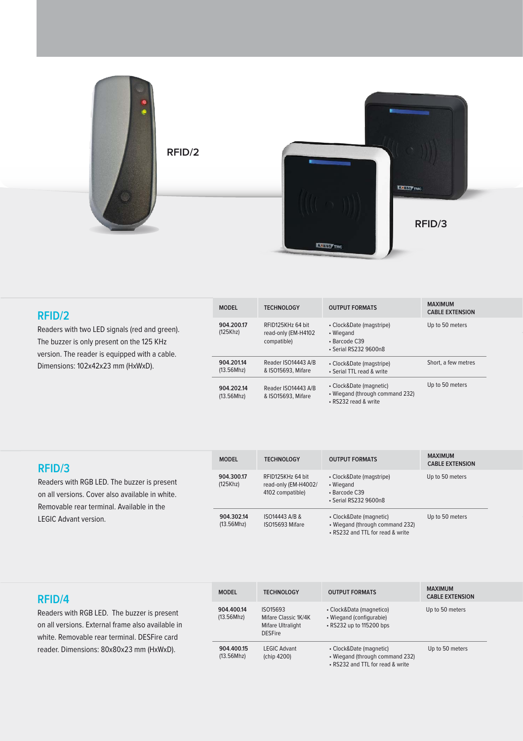RFID/2

RFID/3

## RFID/2

Readers with two LED signals (red and green). The buzzer is only present on the 125 KHz version. The reader is equipped with a cable. Dimensions: 102x42x23 mm (HxWxD).

| MODEL | TECHNOLOGY | OUTPUT FORMATS | MAXIMUM CABLE EXTENSION |
|---|---|---|---|
| 904.200.17 (125Khz) | RFID125KHz 64 bit read-only (EM-H4102 compatible) | • Clock&Date (magstripe)<br>• Wiegand<br>• Barcode C39<br>• Serial RS232 9600n8 | Up to 50 meters |
| 904.201.14 (13.56Mhz) | Reader ISO14443 A/B & ISO15693, Mifare | • Clock&Date (magstripe)<br>• Serial TTL read & write | Short, a few metres |
| 904.202.14 (13.56Mhz) | Reader ISO14443 A/B & ISO15693, Mifare | • Clock&Date (magnetic)<br>• Wiegand (through command 232)<br>• RS232 read & write | Up to 50 meters |

## RFID/3

Readers with RGB LED. The buzzer is present on all versions. Cover also available in white. Removable rear terminal. Available in the LEGIC Advant version.

| MODEL | TECHNOLOGY | OUTPUT FORMATS | MAXIMUM CABLE EXTENSION |
|---|---|---|---|
| 904.300.17 (125Khz) | RFID125KHz 64 bit read-only (EM-H4002/ 4102 compatible) | • Clock&Date (magstripe)<br>• Wiegand<br>• Barcode C39<br>• Serial RS232 9600n8 | Up to 50 meters |
| 904.302.14 (13.56Mhz) | ISO14443 A/B & ISO15693 Mifare | • Clock&Date (magnetic)<br>• Wiegand (through command 232)<br>• RS232 and TTL for read & write | Up to 50 meters |

## RFID/4

Readers with RGB LED. The buzzer is present on all versions. External frame also available in white. Removable rear terminal. DESFire card reader. Dimensions: 80x80x23 mm (HxWxD).

| MODEL | TECHNOLOGY | OUTPUT FORMATS | MAXIMUM CABLE EXTENSION |
|---|---|---|---|
| 904.400.14 (13.56Mhz) | ISO15693 Mifare Classic 1K/4K Mifare Ultralight DESFire | • Clock&Data (magnetico)<br>• Wiegand (configurabie)<br>• RS232 up to 115200 bps | Up to 50 meters |
| 904.400.15 (13.56Mhz) | LEGIC Advant (chip 4200) | • Clock&Date (magnetic)<br>• Wiegand (through command 232)<br>• RS232 and TTL for read & write | Up to 50 meters |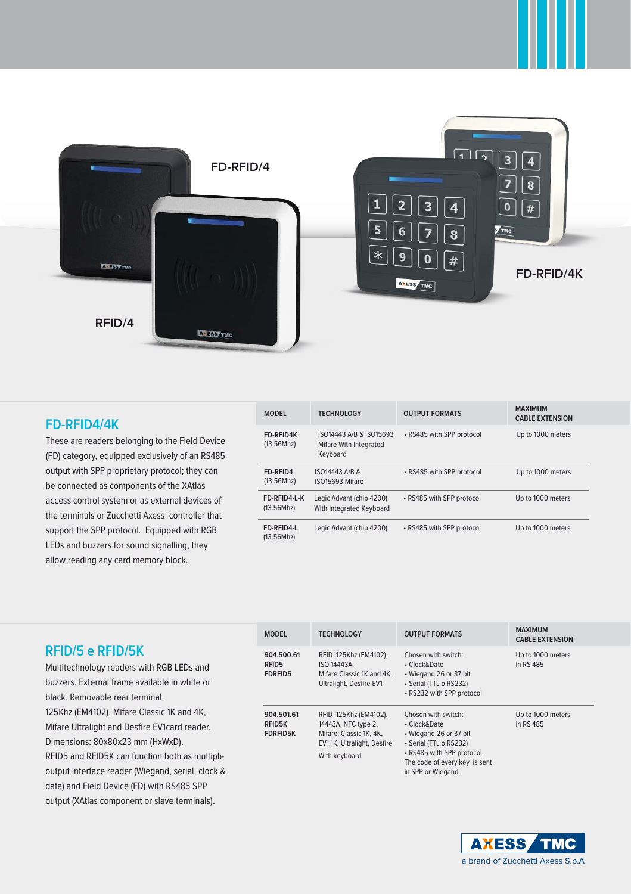FD-RFID/4

FD-RFID/4K

RFID/4

## FD-RFID4/4K

These are readers belonging to the Field Device (FD) category, equipped exclusively of an RS485 output with SPP proprietary protocol; they can be connected as components of the XAtlas access control system or as external devices of the terminals or Zucchetti Axess controller that support the SPP protocol. Equipped with RGB LEDs and buzzers for sound signalling, they allow reading any card memory block.

| MODEL | TECHNOLOGY | OUTPUT FORMATS | MAXIMUM CABLE EXTENSION |
|---|---|---|---|
| FD-RFID4K (13.56Mhz) | ISO14443 A/B & ISO15693 Mifare With Integrated Keyboard | • RS485 with SPP protocol | Up to 1000 meters |
| FD-RFID4 (13.56Mhz) | ISO14443 A/B & ISO15693 Mifare | • RS485 with SPP protocol | Up to 1000 meters |
| FD-RFID4-L-K (13.56Mhz) | Legic Advant (chip 4200) With Integrated Keyboard | • RS485 with SPP protocol | Up to 1000 meters |
| FD-RFID4-L (13.56Mhz) | Legic Advant (chip 4200) | • RS485 with SPP protocol | Up to 1000 meters |

## RFID/5 e RFID/5K

Multitechnology readers with RGB LEDs and buzzers. External frame available in white or black. Removable rear terminal.
125Khz (EM4102), Mifare Classic 1K and 4K, Mifare Ultralight and Desfire EV1card reader.
Dimensions: 80x80x23 mm (HxWxD).
RFID5 and RFID5K can function both as multiple output interface reader (Wiegand, serial, clock & data) and Field Device (FD) with RS485 SPP output (XAtlas component or slave terminals).

| MODEL | TECHNOLOGY | OUTPUT FORMATS | MAXIMUM CABLE EXTENSION |
|---|---|---|---|
| 904.500.61 RFID5 FDRFID5 | RFID 125Khz (EM4102), ISO 14443A, Mifare Classic 1K and 4K, Ultralight, Desfire EV1 | Chosen with switch: • Clock&Date • Wiegand 26 or 37 bit • Serial (TTL o RS232) • RS232 with SPP protocol | Up to 1000 meters in RS 485 |
| 904.501.61 RFID5K FDRFID5K | RFID 125Khz (EM4102), 14443A, NFC type 2, Mifare: Classic 1K, 4K, EV1 1K, Ultralight, Desfire With keyboard | Chosen with switch: • Clock&Date • Wiegand 26 or 37 bit • Serial (TTL o RS232) • RS485 with SPP protocol. The code of every key is sent in SPP or Wiegand. | Up to 1000 meters in RS 485 |

AXESS TMC
a brand of Zucchetti Axess S.p.A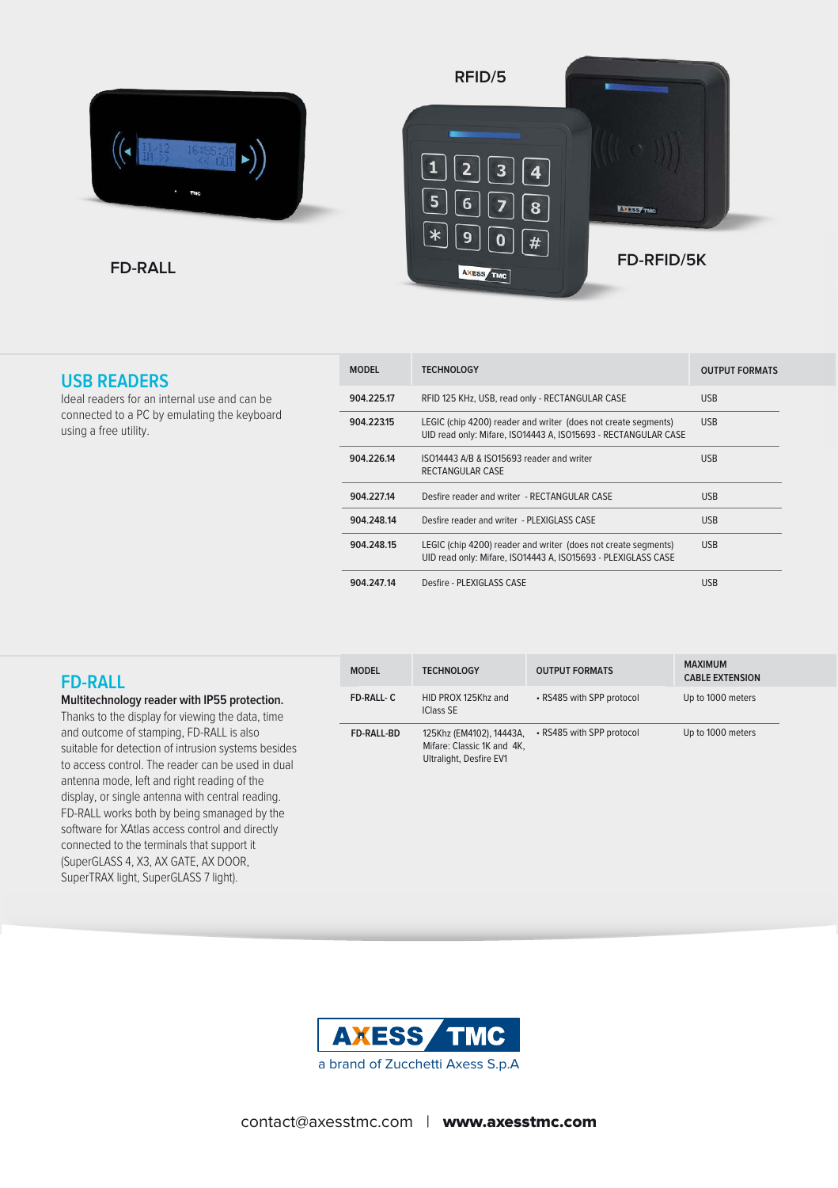FD-RALL

RFID/5

FD-RFID/5K

## USB READERS

Ideal readers for an internal use and can be connected to a PC by emulating the keyboard using a free utility.

| MODEL | TECHNOLOGY | OUTPUT FORMATS |
|---|---|---|
| 904.225.17 | RFID 125 KHz, USB, read only - RECTANGULAR CASE | USB |
| 904.223.15 | LEGIC (chip 4200) reader and writer (does not create segments) UID read only: Mifare, ISO14443 A, ISO15693 - RECTANGULAR CASE | USB |
| 904.226.14 | ISO14443 A/B & ISO15693 reader and writer RECTANGULAR CASE | USB |
| 904.227.14 | Desfire reader and writer - RECTANGULAR CASE | USB |
| 904.248.14 | Desfire reader and writer - PLEXIGLASS CASE | USB |
| 904.248.15 | LEGIC (chip 4200) reader and writer (does not create segments) UID read only: Mifare, ISO14443 A, ISO15693 - PLEXIGLASS CASE | USB |
| 904.247.14 | Desfire - PLEXIGLASS CASE | USB |

## FD-RALL

**Multitechnology reader with IP55 protection.**
Thanks to the display for viewing the data, time and outcome of stamping, FD-RALL is also suitable for detection of intrusion systems besides to access control. The reader can be used in dual antenna mode, left and right reading of the display, or single antenna with central reading. FD-RALL works both by being smanaged by the software for XAtlas access control and directly connected to the terminals that support it (SuperGLASS 4, X3, AX GATE, AX DOOR, SuperTRAX light, SuperGLASS 7 light).

| MODEL | TECHNOLOGY | OUTPUT FORMATS | MAXIMUM CABLE EXTENSION |
|---|---|---|---|
| FD-RALL- C | HID PROX 125Khz and IClass SE | • RS485 with SPP protocol | Up to 1000 meters |
| FD-RALL-BD | 125Khz (EM4102), 14443A, Mifare: Classic 1K and 4K, Ultralight, Desfire EV1 | • RS485 with SPP protocol | Up to 1000 meters |

AXESS TMC
a brand of Zucchetti Axess S.p.A

contact@axesstmc.com | **www.axesstmc.com**